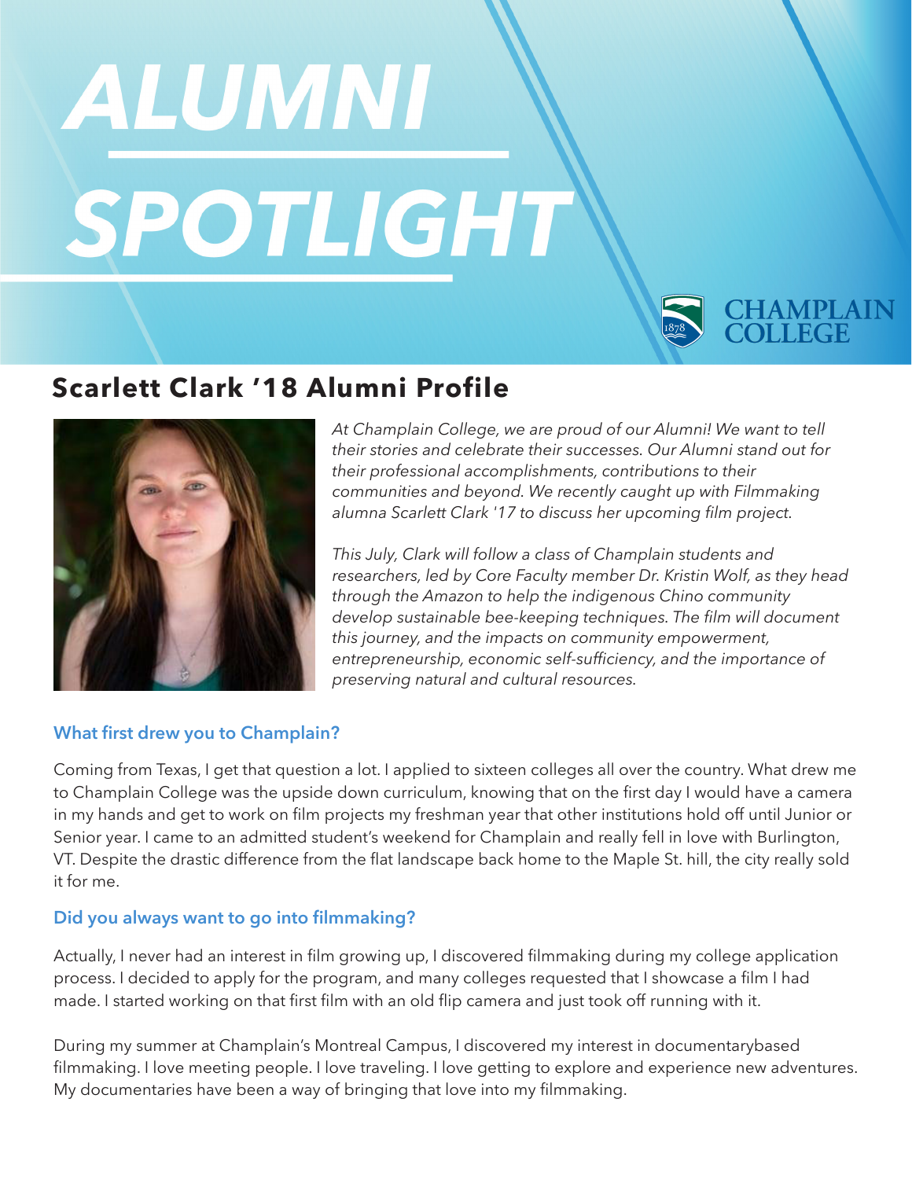# ALUMNI SPOTLIGHT

CHAMPLAIN COLLEGE

## Scarlett Clark '18 Alumni Profile

*At Champlain College, we are proud of our Alumni! We want to tell their stories and celebrate their successes. Our Alumni stand out for their professional accomplishments, contributions to their communities and beyond. We recently caught up with Filmmaking alumna Scarlett Clark '17 to discuss her upcoming film project.*

*This July, Clark will follow a class of Champlain students and researchers, led by Core Faculty member Dr. Kristin Wolf, as they head through the Amazon to help the indigenous Chino community develop sustainable bee-keeping techniques. The film will document this journey, and the impacts on community empowerment, entrepreneurship, economic self-sufficiency, and the importance of preserving natural and cultural resources.*

### What first drew you to Champlain?

Coming from Texas, I get that question a lot. I applied to sixteen colleges all over the country. What drew me to Champlain College was the upside down curriculum, knowing that on the first day I would have a camera in my hands and get to work on film projects my freshman year that other institutions hold off until Junior or Senior year. I came to an admitted student's weekend for Champlain and really fell in love with Burlington, VT. Despite the drastic difference from the flat landscape back home to the Maple St. hill, the city really sold it for me.

### Did you always want to go into filmmaking?

Actually, I never had an interest in film growing up, I discovered filmmaking during my college application process. I decided to apply for the program, and many colleges requested that I showcase a film I had made. I started working on that first film with an old flip camera and just took off running with it.

During my summer at Champlain's Montreal Campus, I discovered my interest in documentarybased filmmaking. I love meeting people. I love traveling. I love getting to explore and experience new adventures. My documentaries have been a way of bringing that love into my filmmaking.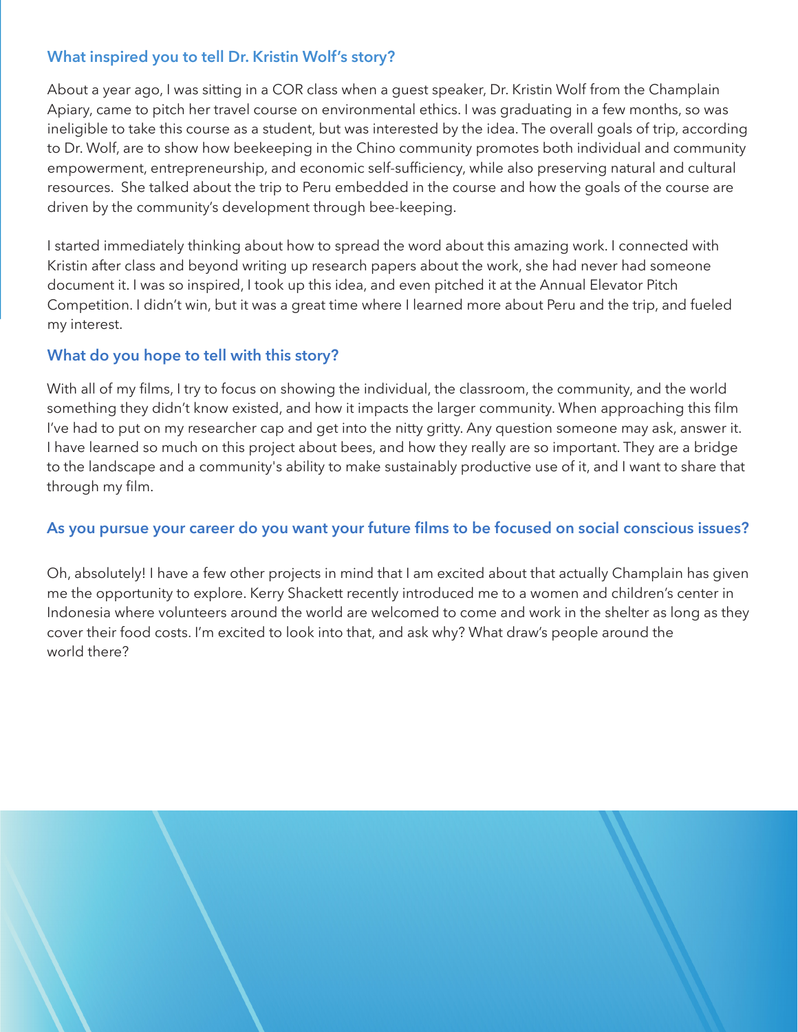### What inspired you to tell Dr. Kristin Wolf's story?

About a year ago, I was sitting in a COR class when a guest speaker, Dr. Kristin Wolf from the Champlain Apiary, came to pitch her travel course on environmental ethics. I was graduating in a few months, so was ineligible to take this course as a student, but was interested by the idea. The overall goals of trip, according to Dr. Wolf, are to show how beekeeping in the Chino community promotes both individual and community empowerment, entrepreneurship, and economic self-sufficiency, while also preserving natural and cultural resources. She talked about the trip to Peru embedded in the course and how the goals of the course are driven by the community's development through bee-keeping.

I started immediately thinking about how to spread the word about this amazing work. I connected with Kristin after class and beyond writing up research papers about the work, she had never had someone document it. I was so inspired, I took up this idea, and even pitched it at the Annual Elevator Pitch Competition. I didn't win, but it was a great time where I learned more about Peru and the trip, and fueled my interest.

### What do you hope to tell with this story?

With all of my films, I try to focus on showing the individual, the classroom, the community, and the world something they didn't know existed, and how it impacts the larger community. When approaching this film I've had to put on my researcher cap and get into the nitty gritty. Any question someone may ask, answer it. I have learned so much on this project about bees, and how they really are so important. They are a bridge to the landscape and a community's ability to make sustainably productive use of it, and I want to share that through my film.

### As you pursue your career do you want your future films to be focused on social conscious issues?

Oh, absolutely! I have a few other projects in mind that I am excited about that actually Champlain has given me the opportunity to explore. Kerry Shackett recently introduced me to a women and children's center in Indonesia where volunteers around the world are welcomed to come and work in the shelter as long as they cover their food costs. I'm excited to look into that, and ask why? What draw's people around the world there?